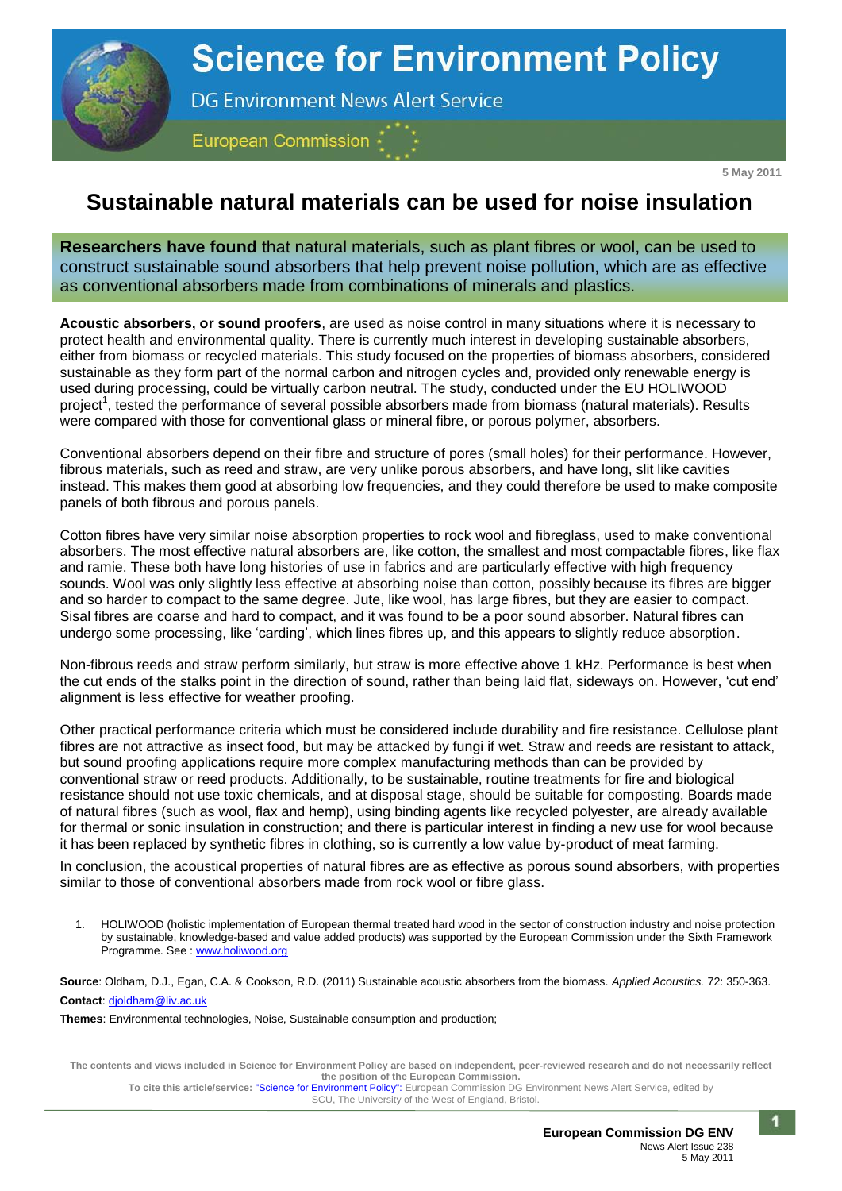# Science for Environment Policy

DG Environment News Alert Service

European Commission

5 May 2011

## Sustainable natural materials can be used for noise insulation

**Researchers have found** that natural materials, such as plant fibres or wool, can be used to construct sustainable sound absorbers that help prevent noise pollution, which are as effective as conventional absorbers made from combinations of minerals and plastics.

**Acoustic absorbers, or sound proofers**, are used as noise control in many situations where it is necessary to protect health and environmental quality. There is currently much interest in developing sustainable absorbers, either from biomass or recycled materials. This study focused on the properties of biomass absorbers, considered sustainable as they form part of the normal carbon and nitrogen cycles and, provided only renewable energy is used during processing, could be virtually carbon neutral. The study, conducted under the EU HOLIWOOD project[1], tested the performance of several possible absorbers made from biomass (natural materials). Results were compared with those for conventional glass or mineral fibre, or porous polymer, absorbers.

Conventional absorbers depend on their fibre and structure of pores (small holes) for their performance. However, fibrous materials, such as reed and straw, are very unlike porous absorbers, and have long, slit like cavities instead. This makes them good at absorbing low frequencies, and they could therefore be used to make composite panels of both fibrous and porous panels.

Cotton fibres have very similar noise absorption properties to rock wool and fibreglass, used to make conventional absorbers. The most effective natural absorbers are, like cotton, the smallest and most compactable fibres, like flax and ramie. These both have long histories of use in fabrics and are particularly effective with high frequency sounds. Wool was only slightly less effective at absorbing noise than cotton, possibly because its fibres are bigger and so harder to compact to the same degree. Jute, like wool, has large fibres, but they are easier to compact. Sisal fibres are coarse and hard to compact, and it was found to be a poor sound absorber. Natural fibres can undergo some processing, like 'carding', which lines fibres up, and this appears to slightly reduce absorption.

Non-fibrous reeds and straw perform similarly, but straw is more effective above 1 kHz. Performance is best when the cut ends of the stalks point in the direction of sound, rather than being laid flat, sideways on. However, 'cut end' alignment is less effective for weather proofing.

Other practical performance criteria which must be considered include durability and fire resistance. Cellulose plant fibres are not attractive as insect food, but may be attacked by fungi if wet. Straw and reeds are resistant to attack, but sound proofing applications require more complex manufacturing methods than can be provided by conventional straw or reed products. Additionally, to be sustainable, routine treatments for fire and biological resistance should not use toxic chemicals, and at disposal stage, should be suitable for composting. Boards made of natural fibres (such as wool, flax and hemp), using binding agents like recycled polyester, are already available for thermal or sonic insulation in construction; and there is particular interest in finding a new use for wool because it has been replaced by synthetic fibres in clothing, so is currently a low value by-product of meat farming.

In conclusion, the acoustical properties of natural fibres are as effective as porous sound absorbers, with properties similar to those of conventional absorbers made from rock wool or fibre glass.

1. HOLIWOOD (holistic implementation of European thermal treated hard wood in the sector of construction industry and noise protection by sustainable, knowledge-based and value added products) was supported by the European Commission under the Sixth Framework Programme. See : www.holiwood.org

**Source**: Oldham, D.J., Egan, C.A. & Cookson, R.D. (2011) Sustainable acoustic absorbers from the biomass. *Applied Acoustics.* 72: 350-363.

**Contact**: djoldham@liv.ac.uk

**Themes**: Environmental technologies, Noise, Sustainable consumption and production;

The contents and views included in Science for Environment Policy are based on independent, peer-reviewed research and do not necessarily reflect the position of the European Commission.
To cite this article/service: "Science for Environment Policy": European Commission DG Environment News Alert Service, edited by SCU, The University of the West of England, Bristol.

European Commission DG ENV
News Alert Issue 238
5 May 2011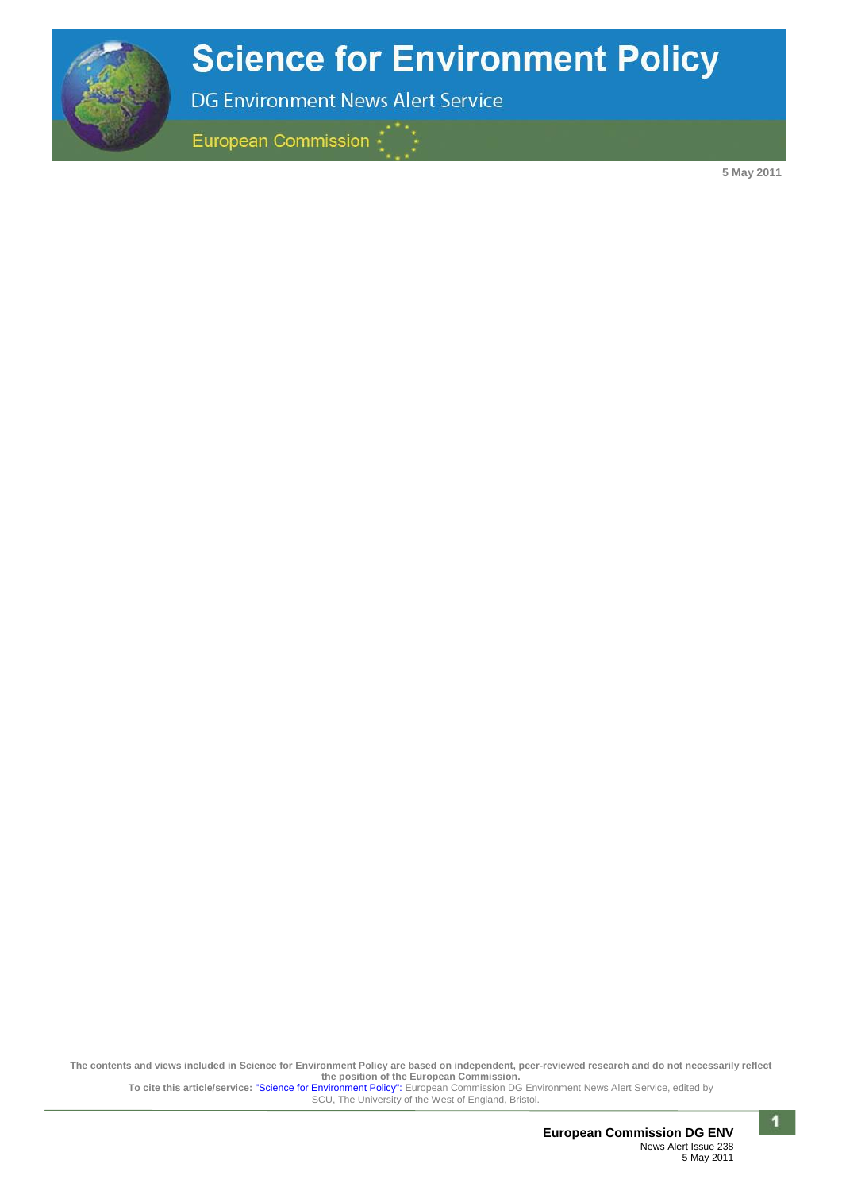# Science for Environment Policy

DG Environment News Alert Service

European Commission

5 May 2011

**The contents and views included in Science for Environment Policy are based on independent, peer-reviewed research and do not necessarily reflect the position of the European Commission.**

**To cite this article/service:** ["Science for Environment Policy"](): European Commission DG Environment News Alert Service, edited by SCU, The University of the West of England, Bristol.